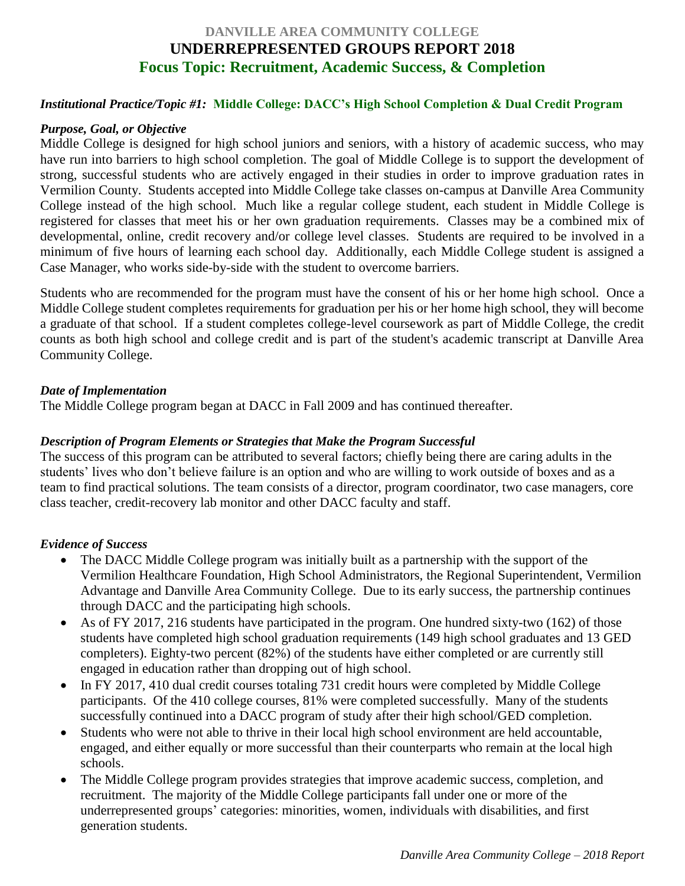# DANVILLE AREA COMMUNITY COLLEGE
# UNDERREPRESENTED GROUPS REPORT 2018
## Focus Topic: Recruitment, Academic Success, & Completion

***Institutional Practice/Topic #1:*** **Middle College: DACC's High School Completion & Dual Credit Program**

***Purpose, Goal, or Objective***

Middle College is designed for high school juniors and seniors, with a history of academic success, who may have run into barriers to high school completion. The goal of Middle College is to support the development of strong, successful students who are actively engaged in their studies in order to improve graduation rates in Vermilion County. Students accepted into Middle College take classes on-campus at Danville Area Community College instead of the high school. Much like a regular college student, each student in Middle College is registered for classes that meet his or her own graduation requirements. Classes may be a combined mix of developmental, online, credit recovery and/or college level classes. Students are required to be involved in a minimum of five hours of learning each school day. Additionally, each Middle College student is assigned a Case Manager, who works side-by-side with the student to overcome barriers.

Students who are recommended for the program must have the consent of his or her home high school. Once a Middle College student completes requirements for graduation per his or her home high school, they will become a graduate of that school. If a student completes college-level coursework as part of Middle College, the credit counts as both high school and college credit and is part of the student's academic transcript at Danville Area Community College.

***Date of Implementation***

The Middle College program began at DACC in Fall 2009 and has continued thereafter.

***Description of Program Elements or Strategies that Make the Program Successful***

The success of this program can be attributed to several factors; chiefly being there are caring adults in the students' lives who don't believe failure is an option and who are willing to work outside of boxes and as a team to find practical solutions. The team consists of a director, program coordinator, two case managers, core class teacher, credit-recovery lab monitor and other DACC faculty and staff.

***Evidence of Success***

- The DACC Middle College program was initially built as a partnership with the support of the Vermilion Healthcare Foundation, High School Administrators, the Regional Superintendent, Vermilion Advantage and Danville Area Community College. Due to its early success, the partnership continues through DACC and the participating high schools.
- As of FY 2017, 216 students have participated in the program. One hundred sixty-two (162) of those students have completed high school graduation requirements (149 high school graduates and 13 GED completers). Eighty-two percent (82%) of the students have either completed or are currently still engaged in education rather than dropping out of high school.
- In FY 2017, 410 dual credit courses totaling 731 credit hours were completed by Middle College participants. Of the 410 college courses, 81% were completed successfully. Many of the students successfully continued into a DACC program of study after their high school/GED completion.
- Students who were not able to thrive in their local high school environment are held accountable, engaged, and either equally or more successful than their counterparts who remain at the local high schools.
- The Middle College program provides strategies that improve academic success, completion, and recruitment. The majority of the Middle College participants fall under one or more of the underrepresented groups' categories: minorities, women, individuals with disabilities, and first generation students.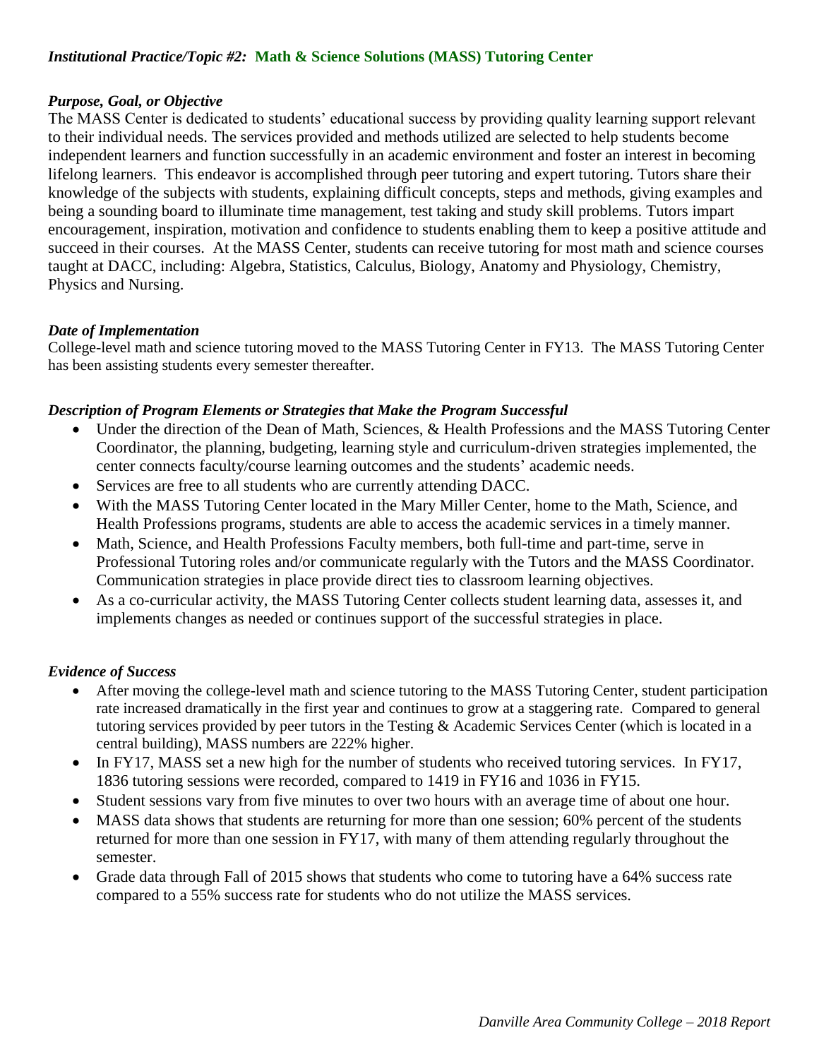***Institutional Practice/Topic #2:* Math & Science Solutions (MASS) Tutoring Center**

***Purpose, Goal, or Objective***

The MASS Center is dedicated to students' educational success by providing quality learning support relevant to their individual needs. The services provided and methods utilized are selected to help students become independent learners and function successfully in an academic environment and foster an interest in becoming lifelong learners. This endeavor is accomplished through peer tutoring and expert tutoring. Tutors share their knowledge of the subjects with students, explaining difficult concepts, steps and methods, giving examples and being a sounding board to illuminate time management, test taking and study skill problems. Tutors impart encouragement, inspiration, motivation and confidence to students enabling them to keep a positive attitude and succeed in their courses. At the MASS Center, students can receive tutoring for most math and science courses taught at DACC, including: Algebra, Statistics, Calculus, Biology, Anatomy and Physiology, Chemistry, Physics and Nursing.

***Date of Implementation***

College-level math and science tutoring moved to the MASS Tutoring Center in FY13. The MASS Tutoring Center has been assisting students every semester thereafter.

***Description of Program Elements or Strategies that Make the Program Successful***

- Under the direction of the Dean of Math, Sciences, & Health Professions and the MASS Tutoring Center Coordinator, the planning, budgeting, learning style and curriculum-driven strategies implemented, the center connects faculty/course learning outcomes and the students' academic needs.
- Services are free to all students who are currently attending DACC.
- With the MASS Tutoring Center located in the Mary Miller Center, home to the Math, Science, and Health Professions programs, students are able to access the academic services in a timely manner.
- Math, Science, and Health Professions Faculty members, both full-time and part-time, serve in Professional Tutoring roles and/or communicate regularly with the Tutors and the MASS Coordinator. Communication strategies in place provide direct ties to classroom learning objectives.
- As a co-curricular activity, the MASS Tutoring Center collects student learning data, assesses it, and implements changes as needed or continues support of the successful strategies in place.

***Evidence of Success***

- After moving the college-level math and science tutoring to the MASS Tutoring Center, student participation rate increased dramatically in the first year and continues to grow at a staggering rate. Compared to general tutoring services provided by peer tutors in the Testing & Academic Services Center (which is located in a central building), MASS numbers are 222% higher.
- In FY17, MASS set a new high for the number of students who received tutoring services. In FY17, 1836 tutoring sessions were recorded, compared to 1419 in FY16 and 1036 in FY15.
- Student sessions vary from five minutes to over two hours with an average time of about one hour.
- MASS data shows that students are returning for more than one session; 60% percent of the students returned for more than one session in FY17, with many of them attending regularly throughout the semester.
- Grade data through Fall of 2015 shows that students who come to tutoring have a 64% success rate compared to a 55% success rate for students who do not utilize the MASS services.